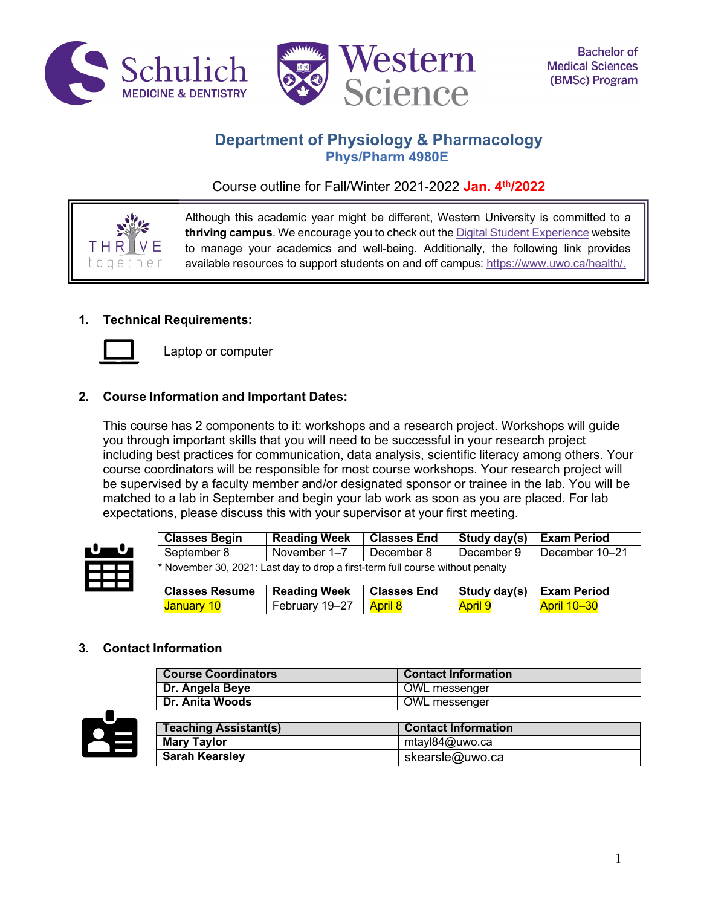Schulich MEDICINE & DENTISTRY | Western Science | Bachelor of Medical Sciences (BMSc) Program

# Department of Physiology & Pharmacology

## Phys/Pharm 4980E

Course outline for Fall/Winter 2021-2022 **Jan. 4th/2022**

THRIVE together

Although this academic year might be different, Western University is committed to a **thriving campus**. We encourage you to check out the Digital Student Experience website to manage your academics and well-being. Additionally, the following link provides available resources to support students on and off campus: https://www.uwo.ca/health/.

### 1. Technical Requirements:

Laptop or computer

### 2. Course Information and Important Dates:

This course has 2 components to it: workshops and a research project. Workshops will guide you through important skills that you will need to be successful in your research project including best practices for communication, data analysis, scientific literacy among others. Your course coordinators will be responsible for most course workshops. Your research project will be supervised by a faculty member and/or designated sponsor or trainee in the lab. You will be matched to a lab in September and begin your lab work as soon as you are placed. For lab expectations, please discuss this with your supervisor at your first meeting.

| Classes Begin | Reading Week | Classes End | Study day(s) | Exam Period |
|---|---|---|---|---|
| September 8 | November 1–7 | December 8 | December 9 | December 10–21 |

* November 30, 2021: Last day to drop a first-term full course without penalty

| Classes Resume | Reading Week | Classes End | Study day(s) | Exam Period |
|---|---|---|---|---|
| January 10 | February 19–27 | April 8 | April 9 | April 10–30 |

### 3. Contact Information

| Course Coordinators | Contact Information |
|---|---|
| **Dr. Angela Beye** | OWL messenger |
| **Dr. Anita Woods** | OWL messenger |

| Teaching Assistant(s) | Contact Information |
|---|---|
| **Mary Taylor** | mtayl84@uwo.ca |
| **Sarah Kearsley** | skearsle@uwo.ca |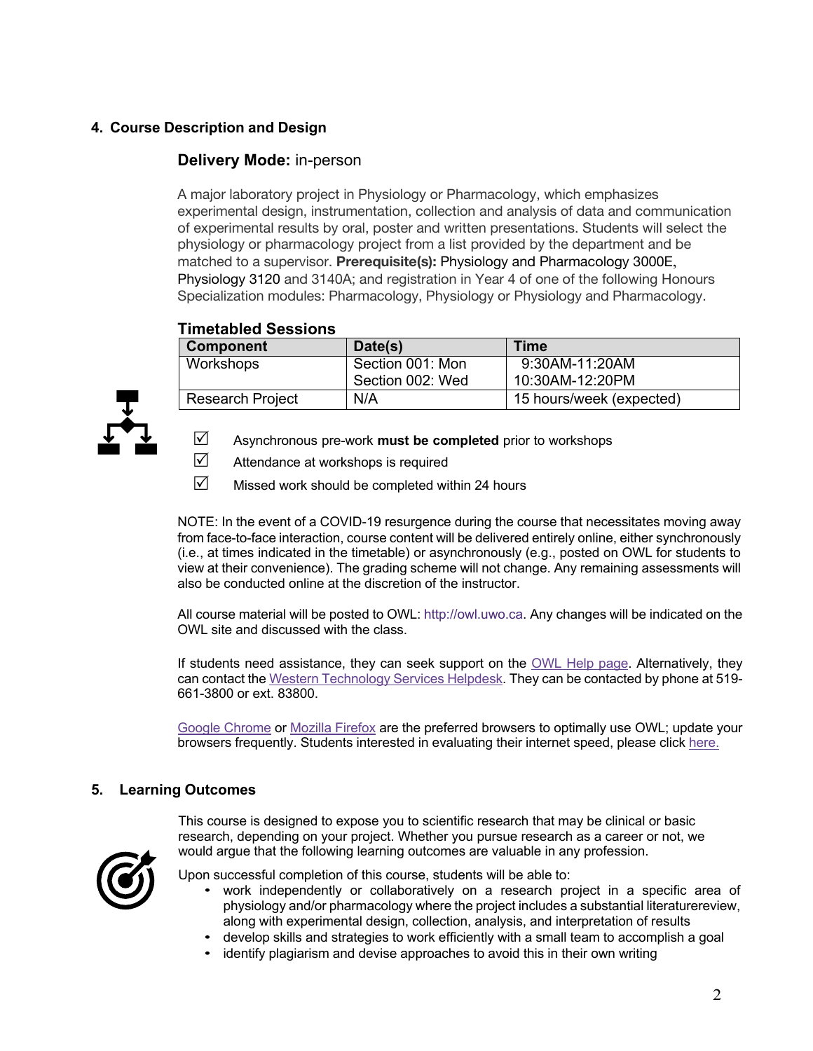## 4. Course Description and Design

### Delivery Mode: in-person

A major laboratory project in Physiology or Pharmacology, which emphasizes experimental design, instrumentation, collection and analysis of data and communication of experimental results by oral, poster and written presentations. Students will select the physiology or pharmacology project from a list provided by the department and be matched to a supervisor. **Prerequisite(s):** Physiology and Pharmacology 3000E, Physiology 3120 and 3140A; and registration in Year 4 of one of the following Honours Specialization modules: Pharmacology, Physiology or Physiology and Pharmacology.

### Timetabled Sessions

| Component | Date(s) | Time |
|---|---|---|
| Workshops | Section 001: Mon<br>Section 002: Wed | 9:30AM-11:20AM<br>10:30AM-12:20PM |
| Research Project | N/A | 15 hours/week (expected) |

- ☑ Asynchronous pre-work **must be completed** prior to workshops
- ☑ Attendance at workshops is required
- ☑ Missed work should be completed within 24 hours

NOTE: In the event of a COVID-19 resurgence during the course that necessitates moving away from face-to-face interaction, course content will be delivered entirely online, either synchronously (i.e., at times indicated in the timetable) or asynchronously (e.g., posted on OWL for students to view at their convenience). The grading scheme will not change. Any remaining assessments will also be conducted online at the discretion of the instructor.

All course material will be posted to OWL: http://owl.uwo.ca. Any changes will be indicated on the OWL site and discussed with the class.

If students need assistance, they can seek support on the OWL Help page. Alternatively, they can contact the Western Technology Services Helpdesk. They can be contacted by phone at 519-661-3800 or ext. 83800.

Google Chrome or Mozilla Firefox are the preferred browsers to optimally use OWL; update your browsers frequently. Students interested in evaluating their internet speed, please click here.

## 5. Learning Outcomes

This course is designed to expose you to scientific research that may be clinical or basic research, depending on your project. Whether you pursue research as a career or not, we would argue that the following learning outcomes are valuable in any profession.

Upon successful completion of this course, students will be able to:

- work independently or collaboratively on a research project in a specific area of physiology and/or pharmacology where the project includes a substantial literaturereview, along with experimental design, collection, analysis, and interpretation of results
- develop skills and strategies to work efficiently with a small team to accomplish a goal
- identify plagiarism and devise approaches to avoid this in their own writing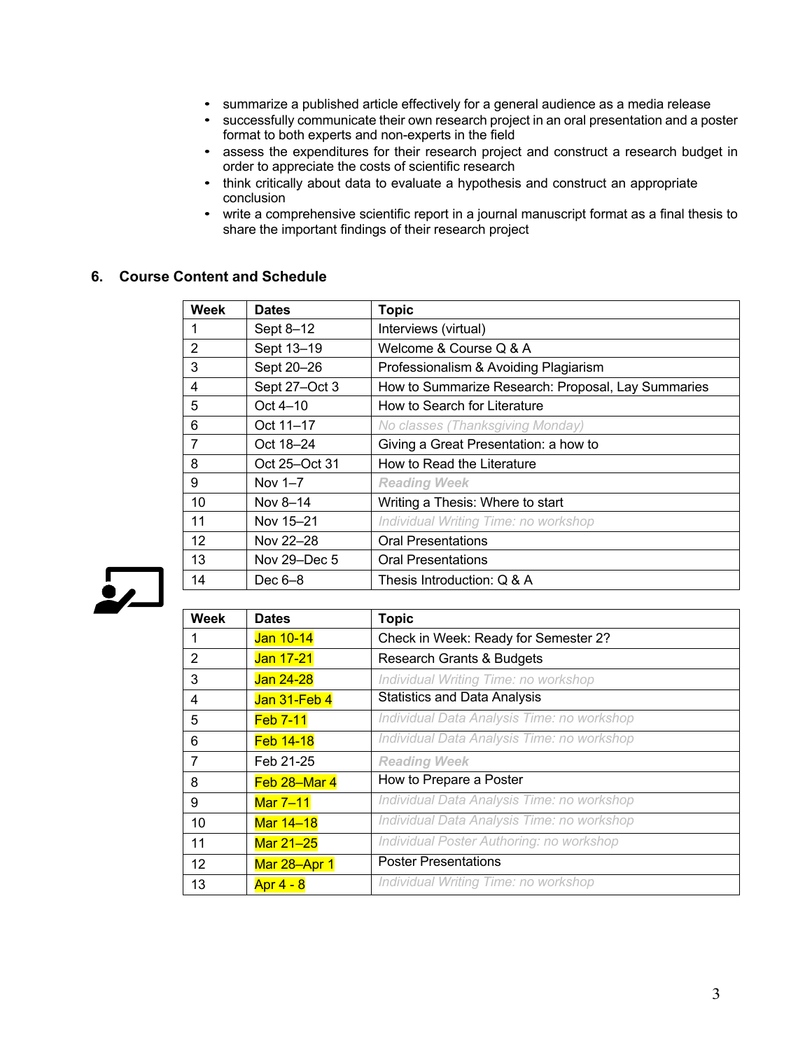- summarize a published article effectively for a general audience as a media release
- successfully communicate their own research project in an oral presentation and a poster format to both experts and non-experts in the field
- assess the expenditures for their research project and construct a research budget in order to appreciate the costs of scientific research
- think critically about data to evaluate a hypothesis and construct an appropriate conclusion
- write a comprehensive scientific report in a journal manuscript format as a final thesis to share the important findings of their research project

## 6. Course Content and Schedule

| Week | Dates | Topic |
|---|---|---|
| 1 | Sept 8–12 | Interviews (virtual) |
| 2 | Sept 13–19 | Welcome & Course Q & A |
| 3 | Sept 20–26 | Professionalism & Avoiding Plagiarism |
| 4 | Sept 27–Oct 3 | How to Summarize Research: Proposal, Lay Summaries |
| 5 | Oct 4–10 | How to Search for Literature |
| 6 | Oct 11–17 | *No classes (Thanksgiving Monday)* |
| 7 | Oct 18–24 | Giving a Great Presentation: a how to |
| 8 | Oct 25–Oct 31 | How to Read the Literature |
| 9 | Nov 1–7 | ***Reading Week*** |
| 10 | Nov 8–14 | Writing a Thesis: Where to start |
| 11 | Nov 15–21 | *Individual Writing Time: no workshop* |
| 12 | Nov 22–28 | Oral Presentations |
| 13 | Nov 29–Dec 5 | Oral Presentations |
| 14 | Dec 6–8 | Thesis Introduction: Q & A |

| Week | Dates | Topic |
|---|---|---|
| 1 | Jan 10-14 | Check in Week: Ready for Semester 2? |
| 2 | Jan 17-21 | Research Grants & Budgets |
| 3 | Jan 24-28 | *Individual Writing Time: no workshop* |
| 4 | Jan 31-Feb 4 | Statistics and Data Analysis |
| 5 | Feb 7-11 | *Individual Data Analysis Time: no workshop* |
| 6 | Feb 14-18 | *Individual Data Analysis Time: no workshop* |
| 7 | Feb 21-25 | ***Reading Week*** |
| 8 | Feb 28–Mar 4 | How to Prepare a Poster |
| 9 | Mar 7–11 | *Individual Data Analysis Time: no workshop* |
| 10 | Mar 14–18 | *Individual Data Analysis Time: no workshop* |
| 11 | Mar 21–25 | *Individual Poster Authoring: no workshop* |
| 12 | Mar 28–Apr 1 | Poster Presentations |
| 13 | Apr 4 - 8 | *Individual Writing Time: no workshop* |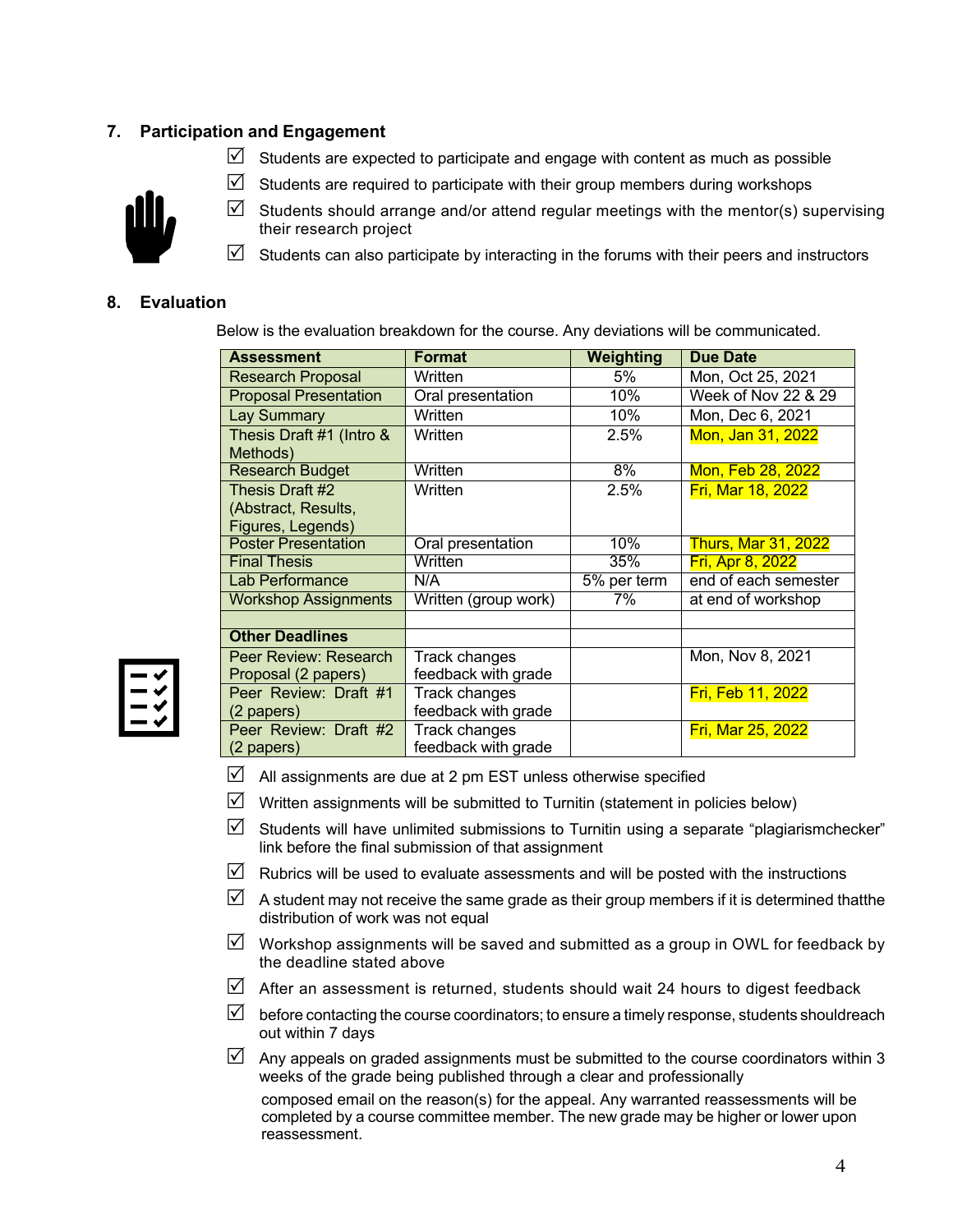## 7. Participation and Engagement

- ☑ Students are expected to participate and engage with content as much as possible
- ☑ Students are required to participate with their group members during workshops
- ☑ Students should arrange and/or attend regular meetings with the mentor(s) supervising their research project
- ☑ Students can also participate by interacting in the forums with their peers and instructors

## 8. Evaluation

Below is the evaluation breakdown for the course. Any deviations will be communicated.

| Assessment | Format | Weighting | Due Date |
|---|---|---|---|
| Research Proposal | Written | 5% | Mon, Oct 25, 2021 |
| Proposal Presentation | Oral presentation | 10% | Week of Nov 22 & 29 |
| Lay Summary | Written | 10% | Mon, Dec 6, 2021 |
| Thesis Draft #1 (Intro & Methods) | Written | 2.5% | Mon, Jan 31, 2022 |
| Research Budget | Written | 8% | Mon, Feb 28, 2022 |
| Thesis Draft #2 (Abstract, Results, Figures, Legends) | Written | 2.5% | Fri, Mar 18, 2022 |
| Poster Presentation | Oral presentation | 10% | Thurs, Mar 31, 2022 |
| Final Thesis | Written | 35% | Fri, Apr 8, 2022 |
| Lab Performance | N/A | 5% per term | end of each semester |
| Workshop Assignments | Written (group work) | 7% | at end of workshop |
| | | | |
| **Other Deadlines** | | | |
| Peer Review: Research Proposal (2 papers) | Track changes feedback with grade | | Mon, Nov 8, 2021 |
| Peer Review: Draft #1 (2 papers) | Track changes feedback with grade | | Fri, Feb 11, 2022 |
| Peer Review: Draft #2 (2 papers) | Track changes feedback with grade | | Fri, Mar 25, 2022 |

- ☑ All assignments are due at 2 pm EST unless otherwise specified
- ☑ Written assignments will be submitted to Turnitin (statement in policies below)
- ☑ Students will have unlimited submissions to Turnitin using a separate "plagiarismchecker" link before the final submission of that assignment
- ☑ Rubrics will be used to evaluate assessments and will be posted with the instructions
- ☑ A student may not receive the same grade as their group members if it is determined thatthe distribution of work was not equal
- ☑ Workshop assignments will be saved and submitted as a group in OWL for feedback by the deadline stated above
- ☑ After an assessment is returned, students should wait 24 hours to digest feedback
- ☑ before contacting the course coordinators; to ensure a timely response, students shouldreach out within 7 days
- ☑ Any appeals on graded assignments must be submitted to the course coordinators within 3 weeks of the grade being published through a clear and professionally

  composed email on the reason(s) for the appeal. Any warranted reassessments will be completed by a course committee member. The new grade may be higher or lower upon reassessment.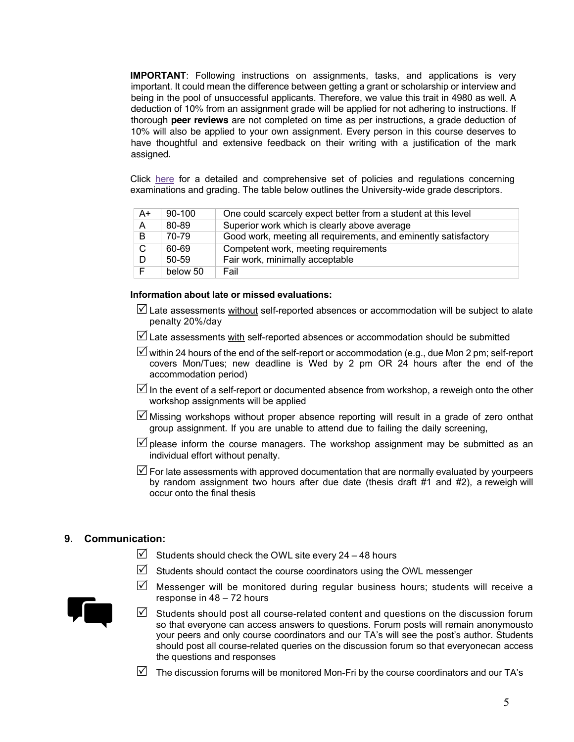**IMPORTANT**: Following instructions on assignments, tasks, and applications is very important. It could mean the difference between getting a grant or scholarship or interview and being in the pool of unsuccessful applicants. Therefore, we value this trait in 4980 as well. A deduction of 10% from an assignment grade will be applied for not adhering to instructions. If thorough **peer reviews** are not completed on time as per instructions, a grade deduction of 10% will also be applied to your own assignment. Every person in this course deserves to have thoughtful and extensive feedback on their writing with a justification of the mark assigned.

Click here for a detailed and comprehensive set of policies and regulations concerning examinations and grading. The table below outlines the University-wide grade descriptors.

| | | |
|---|---|---|
| A+ | 90-100 | One could scarcely expect better from a student at this level |
| A | 80-89 | Superior work which is clearly above average |
| B | 70-79 | Good work, meeting all requirements, and eminently satisfactory |
| C | 60-69 | Competent work, meeting requirements |
| D | 50-59 | Fair work, minimally acceptable |
| F | below 50 | Fail |

**Information about late or missed evaluations:**

- ☑ Late assessments without self-reported absences or accommodation will be subject to alate penalty 20%/day
- ☑ Late assessments with self-reported absences or accommodation should be submitted
- ☑ within 24 hours of the end of the self-report or accommodation (e.g., due Mon 2 pm; self-report covers Mon/Tues; new deadline is Wed by 2 pm OR 24 hours after the end of the accommodation period)
- ☑ In the event of a self-report or documented absence from workshop, a reweigh onto the other workshop assignments will be applied
- ☑ Missing workshops without proper absence reporting will result in a grade of zero onthat group assignment. If you are unable to attend due to failing the daily screening,
- ☑ please inform the course managers. The workshop assignment may be submitted as an individual effort without penalty.
- ☑ For late assessments with approved documentation that are normally evaluated by yourpeers by random assignment two hours after due date (thesis draft #1 and #2), a reweigh will occur onto the final thesis

## 9. Communication:

- ☑ Students should check the OWL site every 24 – 48 hours
- ☑ Students should contact the course coordinators using the OWL messenger
- ☑ Messenger will be monitored during regular business hours; students will receive a response in 48 – 72 hours
- ☑ Students should post all course-related content and questions on the discussion forum so that everyone can access answers to questions. Forum posts will remain anonymousto your peers and only course coordinators and our TA's will see the post's author. Students should post all course-related queries on the discussion forum so that everyonecan access the questions and responses
- ☑ The discussion forums will be monitored Mon-Fri by the course coordinators and our TA's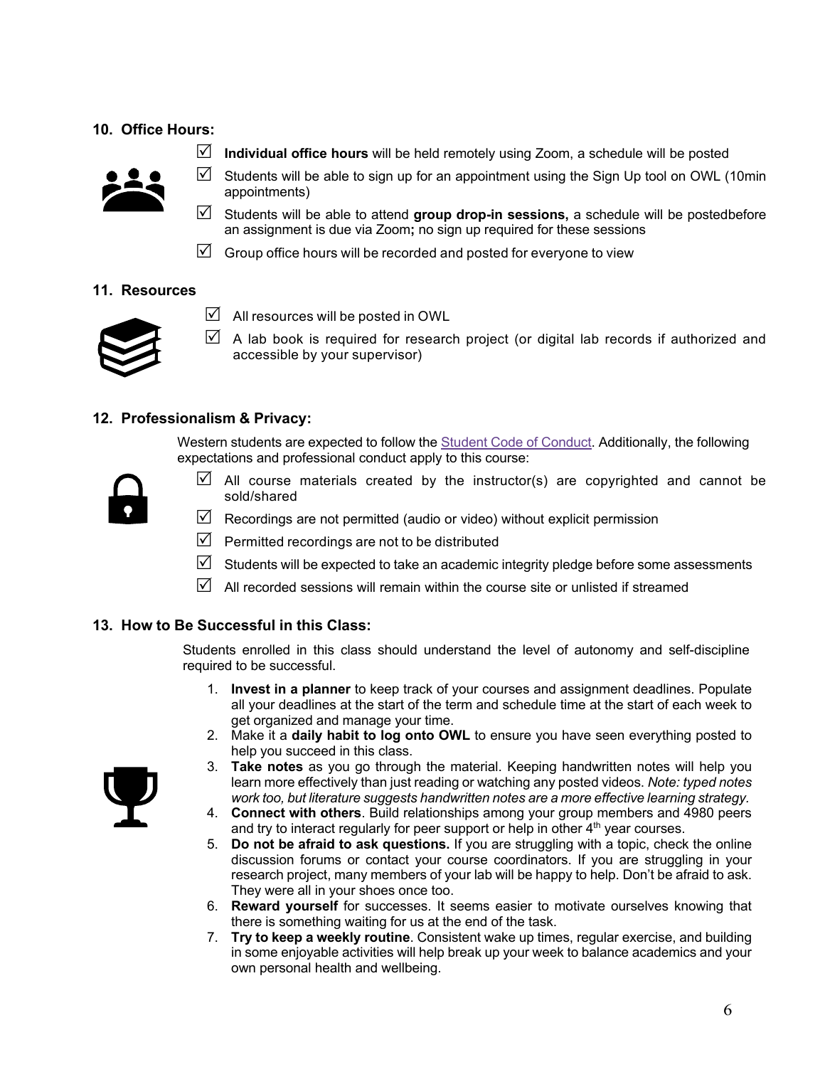## 10. Office Hours:

- ☑ **Individual office hours** will be held remotely using Zoom, a schedule will be posted
- ☑ Students will be able to sign up for an appointment using the Sign Up tool on OWL (10min appointments)
- ☑ Students will be able to attend **group drop-in sessions,** a schedule will be postedbefore an assignment is due via Zoom**;** no sign up required for these sessions
- ☑ Group office hours will be recorded and posted for everyone to view

## 11. Resources

- ☑ All resources will be posted in OWL
- ☑ A lab book is required for research project (or digital lab records if authorized and accessible by your supervisor)

## 12. Professionalism & Privacy:

Western students are expected to follow the Student Code of Conduct. Additionally, the following expectations and professional conduct apply to this course:

- ☑ All course materials created by the instructor(s) are copyrighted and cannot be sold/shared
- ☑ Recordings are not permitted (audio or video) without explicit permission
- ☑ Permitted recordings are not to be distributed
- ☑ Students will be expected to take an academic integrity pledge before some assessments
- ☑ All recorded sessions will remain within the course site or unlisted if streamed

## 13. How to Be Successful in this Class:

Students enrolled in this class should understand the level of autonomy and self-discipline required to be successful.

1. **Invest in a planner** to keep track of your courses and assignment deadlines. Populate all your deadlines at the start of the term and schedule time at the start of each week to get organized and manage your time.
2. Make it a **daily habit to log onto OWL** to ensure you have seen everything posted to help you succeed in this class.
3. **Take notes** as you go through the material. Keeping handwritten notes will help you learn more effectively than just reading or watching any posted videos. *Note: typed notes work too, but literature suggests handwritten notes are a more effective learning strategy.*
4. **Connect with others**. Build relationships among your group members and 4980 peers and try to interact regularly for peer support or help in other 4th year courses.
5. **Do not be afraid to ask questions.** If you are struggling with a topic, check the online discussion forums or contact your course coordinators. If you are struggling in your research project, many members of your lab will be happy to help. Don't be afraid to ask. They were all in your shoes once too.
6. **Reward yourself** for successes. It seems easier to motivate ourselves knowing that there is something waiting for us at the end of the task.
7. **Try to keep a weekly routine**. Consistent wake up times, regular exercise, and building in some enjoyable activities will help break up your week to balance academics and your own personal health and wellbeing.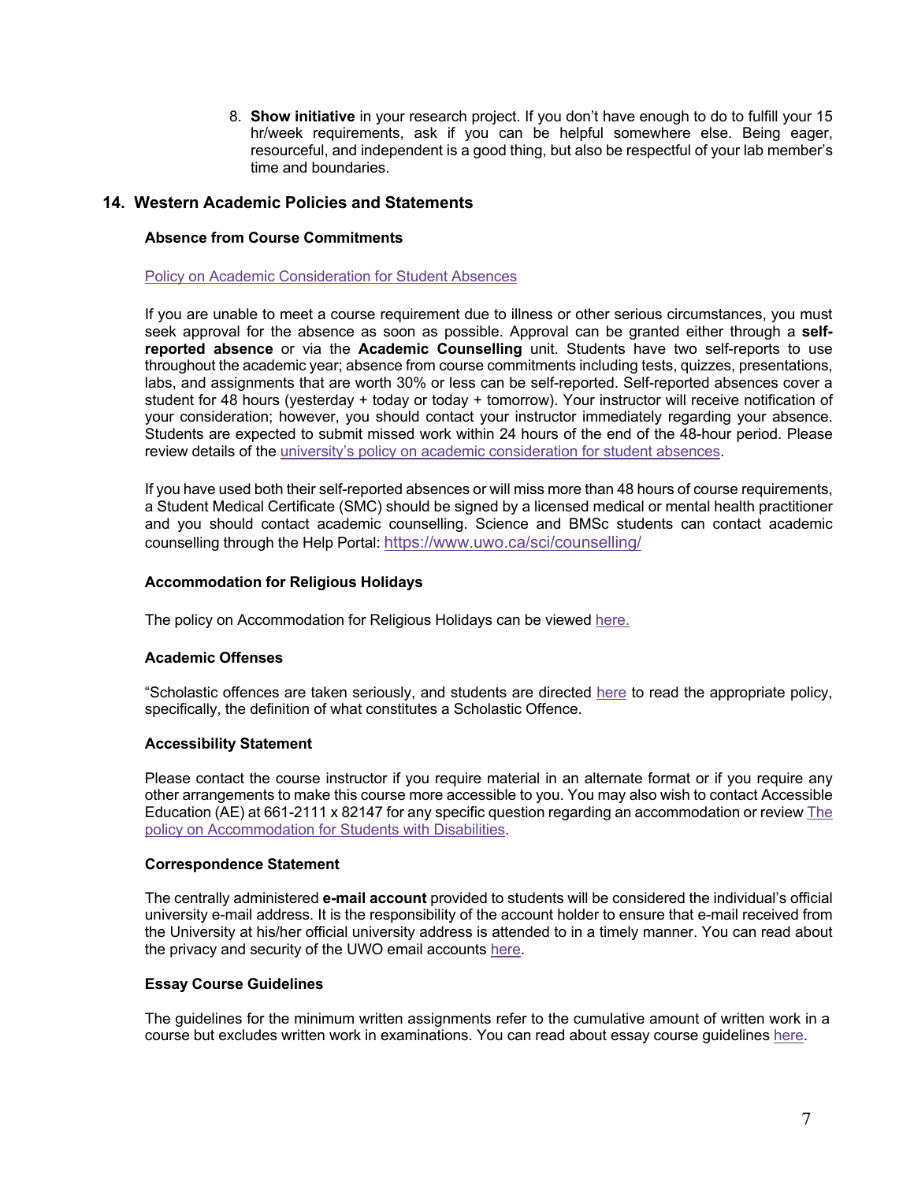8. **Show initiative** in your research project. If you don't have enough to do to fulfill your 15 hr/week requirements, ask if you can be helpful somewhere else. Being eager, resourceful, and independent is a good thing, but also be respectful of your lab member's time and boundaries.

## 14. Western Academic Policies and Statements

### Absence from Course Commitments

Policy on Academic Consideration for Student Absences

If you are unable to meet a course requirement due to illness or other serious circumstances, you must seek approval for the absence as soon as possible. Approval can be granted either through a **self-reported absence** or via the **Academic Counselling** unit. Students have two self-reports to use throughout the academic year; absence from course commitments including tests, quizzes, presentations, labs, and assignments that are worth 30% or less can be self-reported. Self-reported absences cover a student for 48 hours (yesterday + today or today + tomorrow). Your instructor will receive notification of your consideration; however, you should contact your instructor immediately regarding your absence. Students are expected to submit missed work within 24 hours of the end of the 48-hour period. Please review details of the university's policy on academic consideration for student absences.

If you have used both their self-reported absences or will miss more than 48 hours of course requirements, a Student Medical Certificate (SMC) should be signed by a licensed medical or mental health practitioner and you should contact academic counselling. Science and BMSc students can contact academic counselling through the Help Portal: https://www.uwo.ca/sci/counselling/

### Accommodation for Religious Holidays

The policy on Accommodation for Religious Holidays can be viewed here.

### Academic Offenses

"Scholastic offences are taken seriously, and students are directed here to read the appropriate policy, specifically, the definition of what constitutes a Scholastic Offence.

### Accessibility Statement

Please contact the course instructor if you require material in an alternate format or if you require any other arrangements to make this course more accessible to you. You may also wish to contact Accessible Education (AE) at 661-2111 x 82147 for any specific question regarding an accommodation or review The policy on Accommodation for Students with Disabilities.

### Correspondence Statement

The centrally administered **e-mail account** provided to students will be considered the individual's official university e-mail address. It is the responsibility of the account holder to ensure that e-mail received from the University at his/her official university address is attended to in a timely manner. You can read about the privacy and security of the UWO email accounts here.

### Essay Course Guidelines

The guidelines for the minimum written assignments refer to the cumulative amount of written work in a course but excludes written work in examinations. You can read about essay course guidelines here.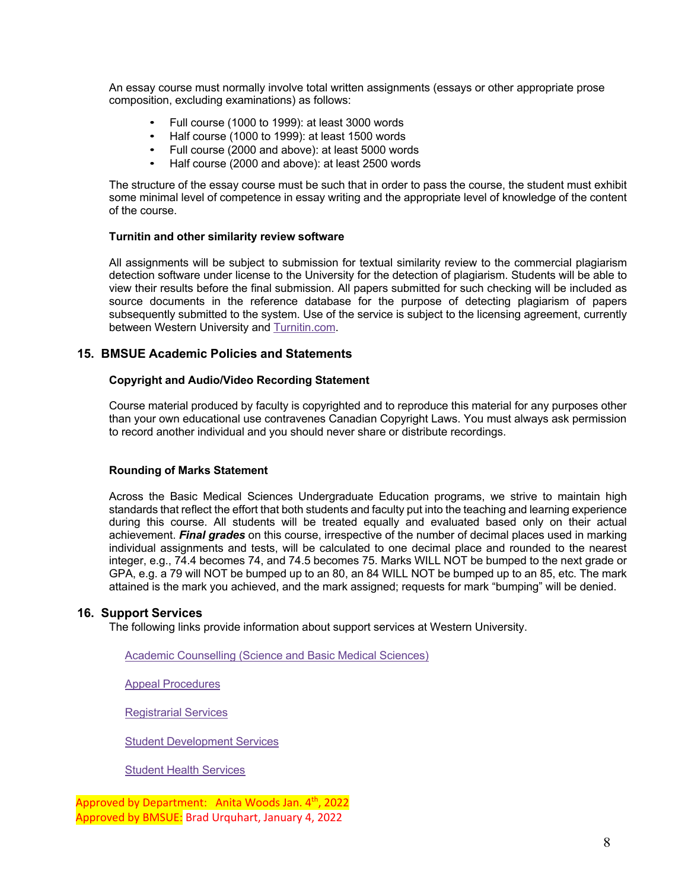An essay course must normally involve total written assignments (essays or other appropriate prose composition, excluding examinations) as follows:

- Full course (1000 to 1999): at least 3000 words
- Half course (1000 to 1999): at least 1500 words
- Full course (2000 and above): at least 5000 words
- Half course (2000 and above): at least 2500 words

The structure of the essay course must be such that in order to pass the course, the student must exhibit some minimal level of competence in essay writing and the appropriate level of knowledge of the content of the course.

**Turnitin and other similarity review software**

All assignments will be subject to submission for textual similarity review to the commercial plagiarism detection software under license to the University for the detection of plagiarism. Students will be able to view their results before the final submission. All papers submitted for such checking will be included as source documents in the reference database for the purpose of detecting plagiarism of papers subsequently submitted to the system. Use of the service is subject to the licensing agreement, currently between Western University and Turnitin.com.

## 15. BMSUE Academic Policies and Statements

**Copyright and Audio/Video Recording Statement**

Course material produced by faculty is copyrighted and to reproduce this material for any purposes other than your own educational use contravenes Canadian Copyright Laws. You must always ask permission to record another individual and you should never share or distribute recordings.

**Rounding of Marks Statement**

Across the Basic Medical Sciences Undergraduate Education programs, we strive to maintain high standards that reflect the effort that both students and faculty put into the teaching and learning experience during this course. All students will be treated equally and evaluated based only on their actual achievement. ***Final grades*** on this course, irrespective of the number of decimal places used in marking individual assignments and tests, will be calculated to one decimal place and rounded to the nearest integer, e.g., 74.4 becomes 74, and 74.5 becomes 75. Marks WILL NOT be bumped to the next grade or GPA, e.g. a 79 will NOT be bumped up to an 80, an 84 WILL NOT be bumped up to an 85, etc. The mark attained is the mark you achieved, and the mark assigned; requests for mark "bumping" will be denied.

## 16. Support Services

The following links provide information about support services at Western University.

Academic Counselling (Science and Basic Medical Sciences)

Appeal Procedures

Registrarial Services

Student Development Services

Student Health Services

Approved by Department: Anita Woods Jan. 4th, 2022
Approved by BMSUE: Brad Urquhart, January 4, 2022